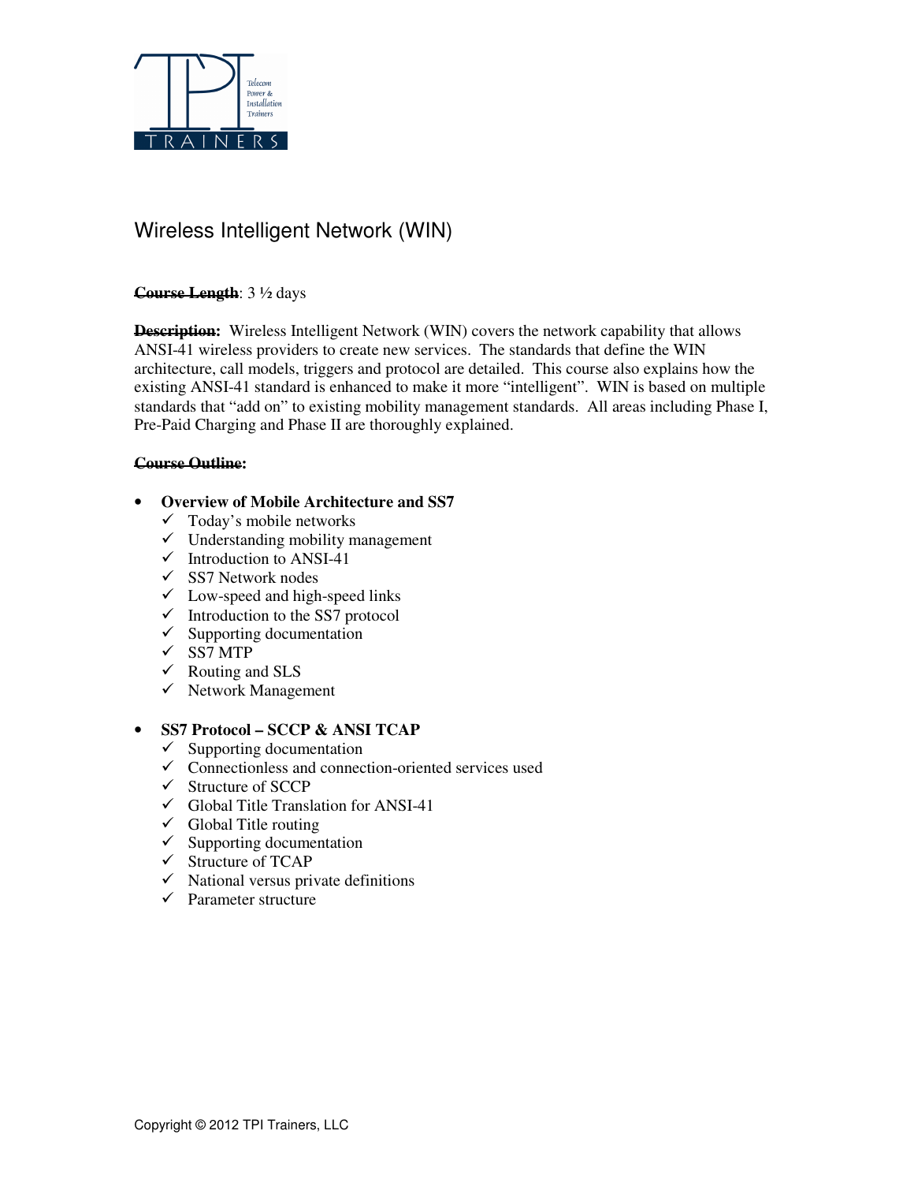# Wireless Intelligent Network (WIN)

**Course Length**: 3 ½ days

**Description:** Wireless Intelligent Network (WIN) covers the network capability that allows ANSI-41 wireless providers to create new services. The standards that define the WIN architecture, call models, triggers and protocol are detailed. This course also explains how the existing ANSI-41 standard is enhanced to make it more "intelligent". WIN is based on multiple standards that "add on" to existing mobility management standards. All areas including Phase I, Pre-Paid Charging and Phase II are thoroughly explained.

**Course Outline:**

- **Overview of Mobile Architecture and SS7**
  - ✓ Today's mobile networks
  - ✓ Understanding mobility management
  - ✓ Introduction to ANSI-41
  - ✓ SS7 Network nodes
  - ✓ Low-speed and high-speed links
  - ✓ Introduction to the SS7 protocol
  - ✓ Supporting documentation
  - ✓ SS7 MTP
  - ✓ Routing and SLS
  - ✓ Network Management

- **SS7 Protocol – SCCP & ANSI TCAP**
  - ✓ Supporting documentation
  - ✓ Connectionless and connection-oriented services used
  - ✓ Structure of SCCP
  - ✓ Global Title Translation for ANSI-41
  - ✓ Global Title routing
  - ✓ Supporting documentation
  - ✓ Structure of TCAP
  - ✓ National versus private definitions
  - ✓ Parameter structure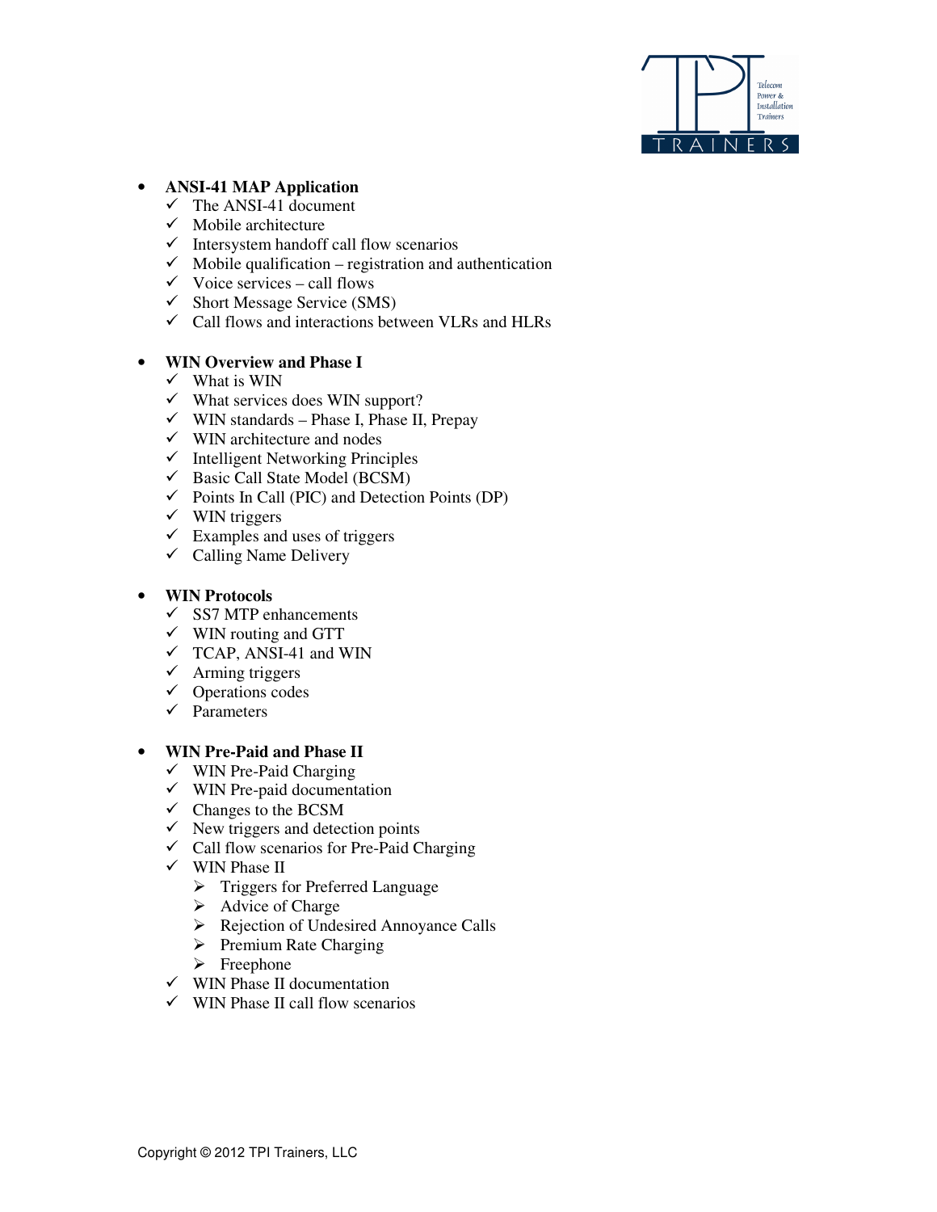- **ANSI-41 MAP Application**
  - ✓ The ANSI-41 document
  - ✓ Mobile architecture
  - ✓ Intersystem handoff call flow scenarios
  - ✓ Mobile qualification – registration and authentication
  - ✓ Voice services – call flows
  - ✓ Short Message Service (SMS)
  - ✓ Call flows and interactions between VLRs and HLRs

- **WIN Overview and Phase I**
  - ✓ What is WIN
  - ✓ What services does WIN support?
  - ✓ WIN standards – Phase I, Phase II, Prepay
  - ✓ WIN architecture and nodes
  - ✓ Intelligent Networking Principles
  - ✓ Basic Call State Model (BCSM)
  - ✓ Points In Call (PIC) and Detection Points (DP)
  - ✓ WIN triggers
  - ✓ Examples and uses of triggers
  - ✓ Calling Name Delivery

- **WIN Protocols**
  - ✓ SS7 MTP enhancements
  - ✓ WIN routing and GTT
  - ✓ TCAP, ANSI-41 and WIN
  - ✓ Arming triggers
  - ✓ Operations codes
  - ✓ Parameters

- **WIN Pre-Paid and Phase II**
  - ✓ WIN Pre-Paid Charging
  - ✓ WIN Pre-paid documentation
  - ✓ Changes to the BCSM
  - ✓ New triggers and detection points
  - ✓ Call flow scenarios for Pre-Paid Charging
  - ✓ WIN Phase II
    - ➢ Triggers for Preferred Language
    - ➢ Advice of Charge
    - ➢ Rejection of Undesired Annoyance Calls
    - ➢ Premium Rate Charging
    - ➢ Freephone
  - ✓ WIN Phase II documentation
  - ✓ WIN Phase II call flow scenarios

Copyright © 2012 TPI Trainers, LLC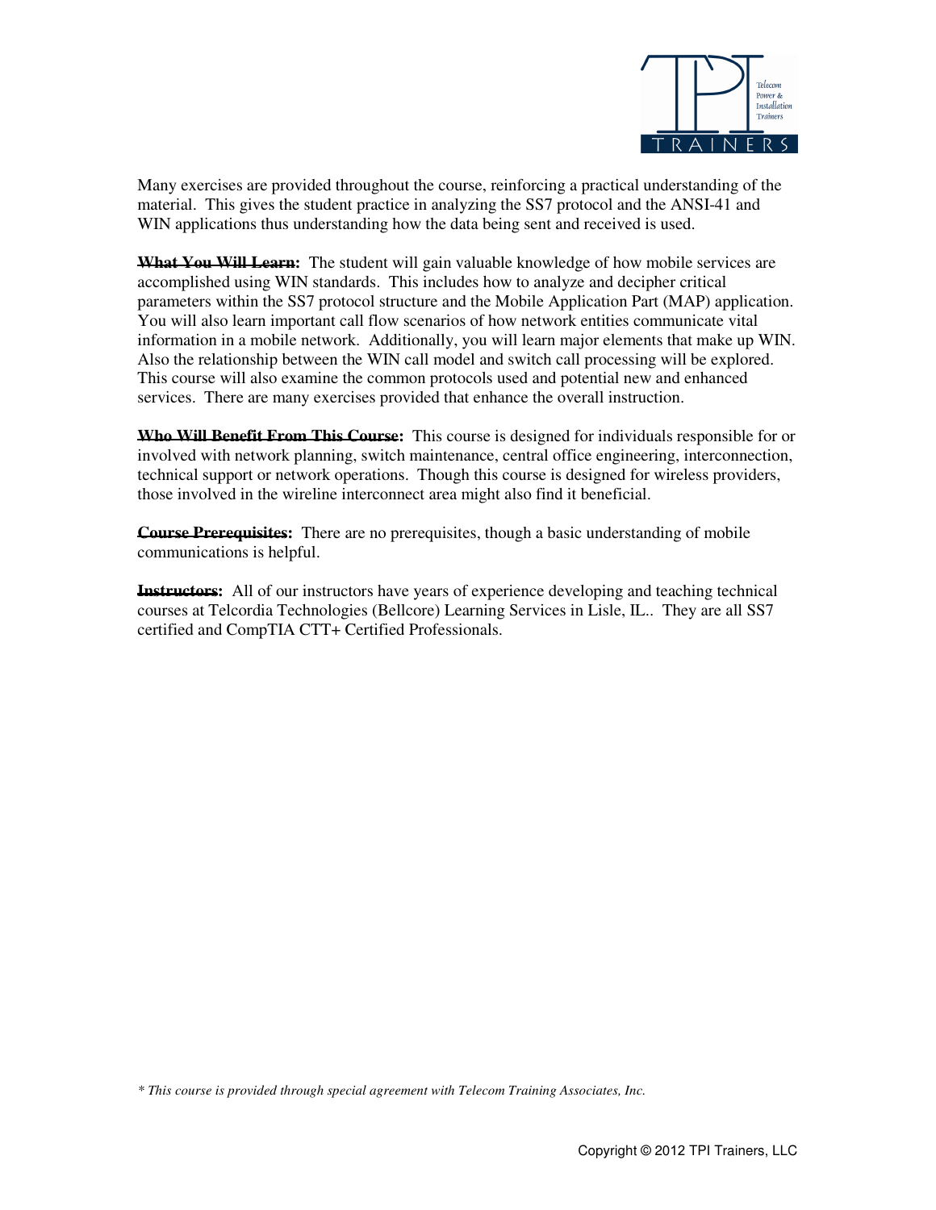Many exercises are provided throughout the course, reinforcing a practical understanding of the material. This gives the student practice in analyzing the SS7 protocol and the ANSI-41 and WIN applications thus understanding how the data being sent and received is used.

**What You Will Learn:** The student will gain valuable knowledge of how mobile services are accomplished using WIN standards. This includes how to analyze and decipher critical parameters within the SS7 protocol structure and the Mobile Application Part (MAP) application. You will also learn important call flow scenarios of how network entities communicate vital information in a mobile network. Additionally, you will learn major elements that make up WIN. Also the relationship between the WIN call model and switch call processing will be explored. This course will also examine the common protocols used and potential new and enhanced services. There are many exercises provided that enhance the overall instruction.

**Who Will Benefit From This Course:** This course is designed for individuals responsible for or involved with network planning, switch maintenance, central office engineering, interconnection, technical support or network operations. Though this course is designed for wireless providers, those involved in the wireline interconnect area might also find it beneficial.

**Course Prerequisites:** There are no prerequisites, though a basic understanding of mobile communications is helpful.

**Instructors:** All of our instructors have years of experience developing and teaching technical courses at Telcordia Technologies (Bellcore) Learning Services in Lisle, IL.. They are all SS7 certified and CompTIA CTT+ Certified Professionals.

*\* This course is provided through special agreement with Telecom Training Associates, Inc.*

Copyright © 2012 TPI Trainers, LLC